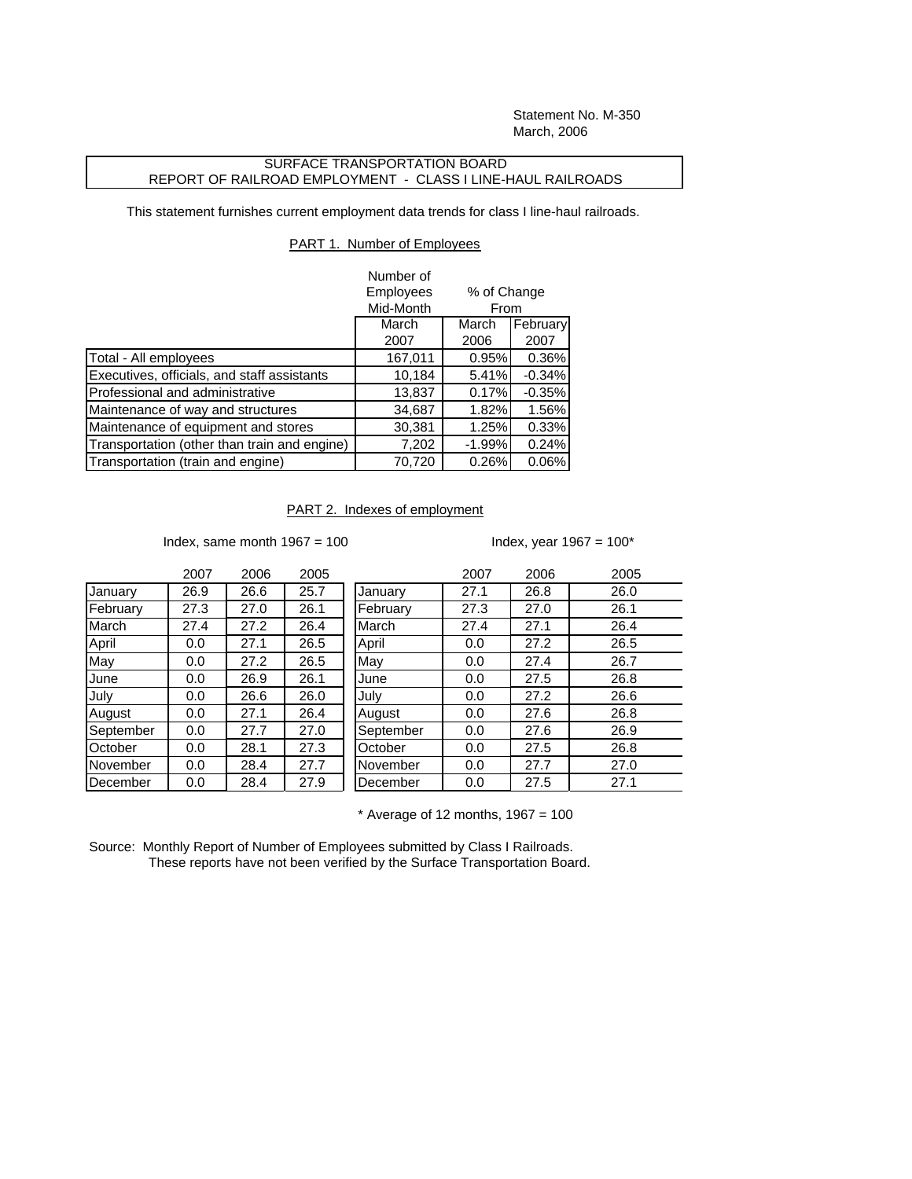Statement No. M-350
March, 2006

SURFACE TRANSPORTATION BOARD
REPORT OF RAILROAD EMPLOYMENT - CLASS I LINE-HAUL RAILROADS

This statement furnishes current employment data trends for class I line-haul railroads.

## PART 1. Number of Employees

| | Number of Employees Mid-Month | % of Change From | |
|---|---|---|---|
| | March 2007 | March 2006 | February 2007 |
| Total - All employees | 167,011 | 0.95% | 0.36% |
| Executives, officials, and staff assistants | 10,184 | 5.41% | -0.34% |
| Professional and administrative | 13,837 | 0.17% | -0.35% |
| Maintenance of way and structures | 34,687 | 1.82% | 1.56% |
| Maintenance of equipment and stores | 30,381 | 1.25% | 0.33% |
| Transportation (other than train and engine) | 7,202 | -1.99% | 0.24% |
| Transportation (train and engine) | 70,720 | 0.26% | 0.06% |

## PART 2. Indexes of employment

Index, same month 1967 = 100

| | 2007 | 2006 | 2005 |
|---|---|---|---|
| January | 26.9 | 26.6 | 25.7 |
| February | 27.3 | 27.0 | 26.1 |
| March | 27.4 | 27.2 | 26.4 |
| April | 0.0 | 27.1 | 26.5 |
| May | 0.0 | 27.2 | 26.5 |
| June | 0.0 | 26.9 | 26.1 |
| July | 0.0 | 26.6 | 26.0 |
| August | 0.0 | 27.1 | 26.4 |
| September | 0.0 | 27.7 | 27.0 |
| October | 0.0 | 28.1 | 27.3 |
| November | 0.0 | 28.4 | 27.7 |
| December | 0.0 | 28.4 | 27.9 |

Index, year 1967 = 100*

| | 2007 | 2006 | 2005 |
|---|---|---|---|
| January | 27.1 | 26.8 | 26.0 |
| February | 27.3 | 27.0 | 26.1 |
| March | 27.4 | 27.1 | 26.4 |
| April | 0.0 | 27.2 | 26.5 |
| May | 0.0 | 27.4 | 26.7 |
| June | 0.0 | 27.5 | 26.8 |
| July | 0.0 | 27.2 | 26.6 |
| August | 0.0 | 27.6 | 26.8 |
| September | 0.0 | 27.6 | 26.9 |
| October | 0.0 | 27.5 | 26.8 |
| November | 0.0 | 27.7 | 27.0 |
| December | 0.0 | 27.5 | 27.1 |

* Average of 12 months, 1967 = 100

Source: Monthly Report of Number of Employees submitted by Class I Railroads.
These reports have not been verified by the Surface Transportation Board.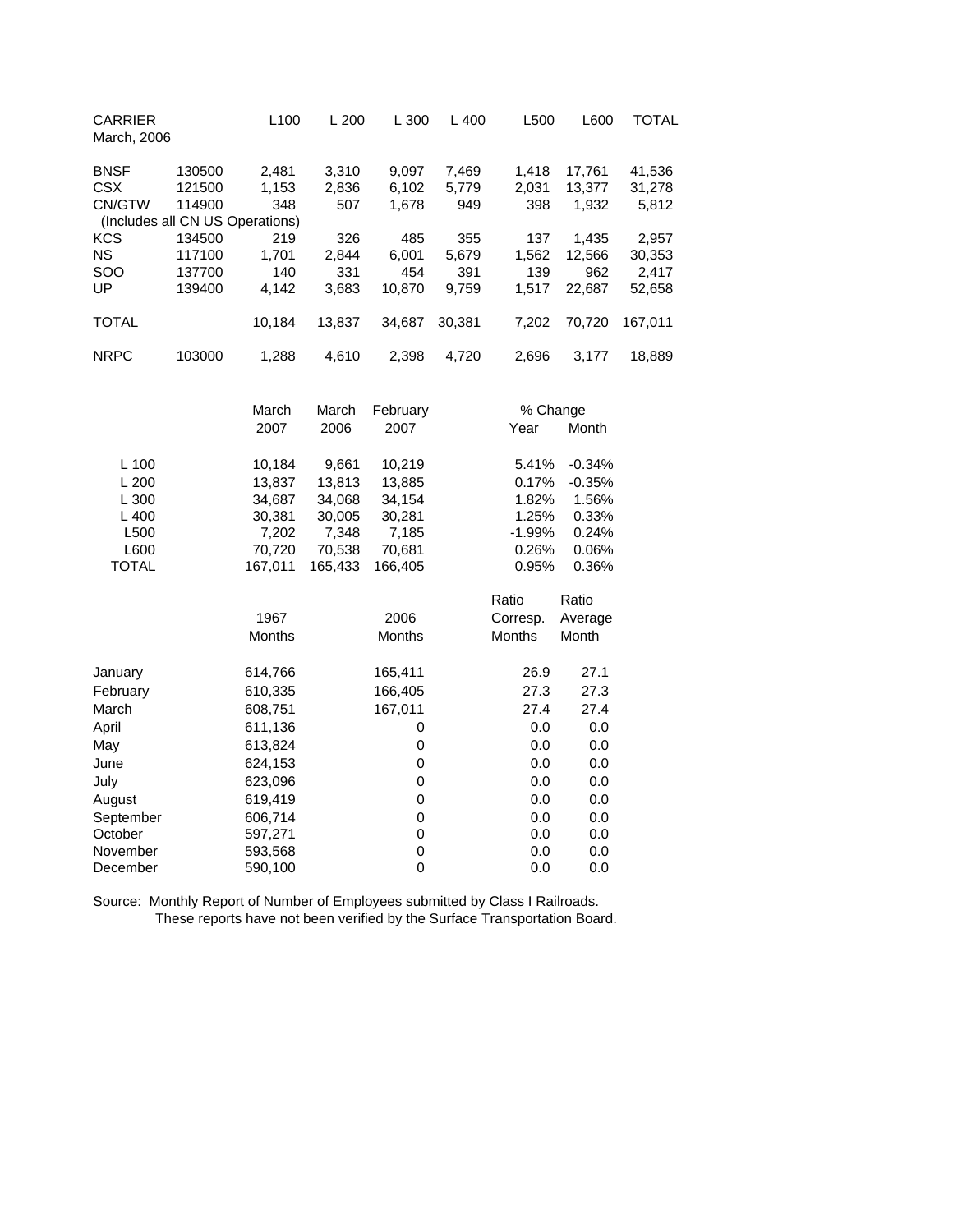| CARRIER March, 2006 | | L100 | L 200 | L 300 | L 400 | L500 | L600 | TOTAL |
|---|---|---|---|---|---|---|---|---|
| BNSF | 130500 | 2,481 | 3,310 | 9,097 | 7,469 | 1,418 | 17,761 | 41,536 |
| CSX | 121500 | 1,153 | 2,836 | 6,102 | 5,779 | 2,031 | 13,377 | 31,278 |
| CN/GTW | 114900 | 348 | 507 | 1,678 | 949 | 398 | 1,932 | 5,812 |
| (Includes all CN US Operations) | | | | | | | | |
| KCS | 134500 | 219 | 326 | 485 | 355 | 137 | 1,435 | 2,957 |
| NS | 117100 | 1,701 | 2,844 | 6,001 | 5,679 | 1,562 | 12,566 | 30,353 |
| SOO | 137700 | 140 | 331 | 454 | 391 | 139 | 962 | 2,417 |
| UP | 139400 | 4,142 | 3,683 | 10,870 | 9,759 | 1,517 | 22,687 | 52,658 |
| TOTAL | | 10,184 | 13,837 | 34,687 | 30,381 | 7,202 | 70,720 | 167,011 |
| NRPC | 103000 | 1,288 | 4,610 | 2,398 | 4,720 | 2,696 | 3,177 | 18,889 |

| | March 2007 | March 2006 | February 2007 | % Change Year | % Change Month |
|---|---|---|---|---|---|
| L 100 | 10,184 | 9,661 | 10,219 | 5.41% | -0.34% |
| L 200 | 13,837 | 13,813 | 13,885 | 0.17% | -0.35% |
| L 300 | 34,687 | 34,068 | 34,154 | 1.82% | 1.56% |
| L 400 | 30,381 | 30,005 | 30,281 | 1.25% | 0.33% |
| L500 | 7,202 | 7,348 | 7,185 | -1.99% | 0.24% |
| L600 | 70,720 | 70,538 | 70,681 | 0.26% | 0.06% |
| TOTAL | 167,011 | 165,433 | 166,405 | 0.95% | 0.36% |

| | 1967 Months | 2006 Months | Ratio Corresp. Months | Ratio Average Month |
|---|---|---|---|---|
| January | 614,766 | 165,411 | 26.9 | 27.1 |
| February | 610,335 | 166,405 | 27.3 | 27.3 |
| March | 608,751 | 167,011 | 27.4 | 27.4 |
| April | 611,136 | 0 | 0.0 | 0.0 |
| May | 613,824 | 0 | 0.0 | 0.0 |
| June | 624,153 | 0 | 0.0 | 0.0 |
| July | 623,096 | 0 | 0.0 | 0.0 |
| August | 619,419 | 0 | 0.0 | 0.0 |
| September | 606,714 | 0 | 0.0 | 0.0 |
| October | 597,271 | 0 | 0.0 | 0.0 |
| November | 593,568 | 0 | 0.0 | 0.0 |
| December | 590,100 | 0 | 0.0 | 0.0 |

Source: Monthly Report of Number of Employees submitted by Class I Railroads.
These reports have not been verified by the Surface Transportation Board.